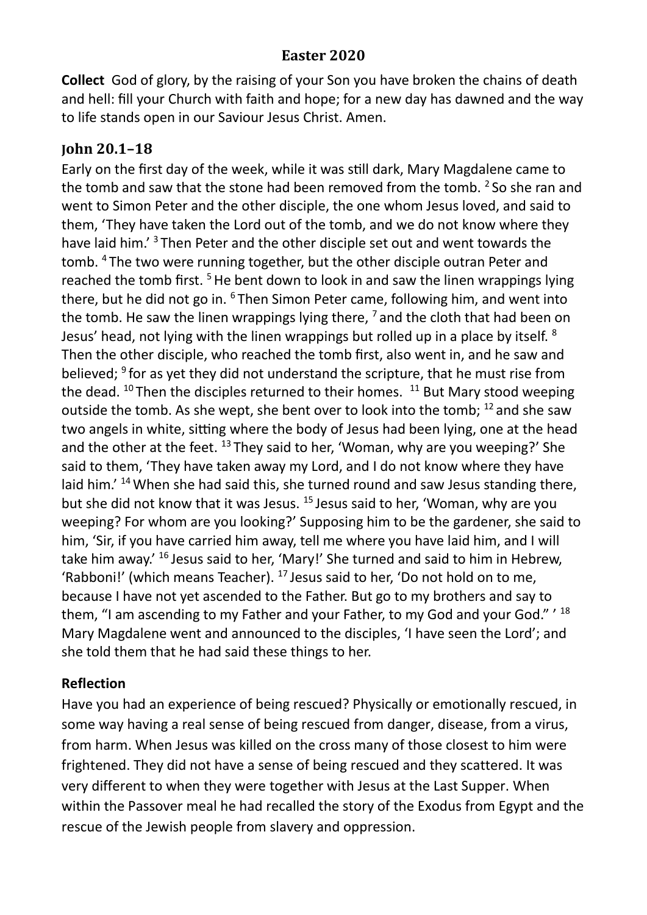# Easter 2020

**Collect** God of glory, by the raising of your Son you have broken the chains of death and hell: fill your Church with faith and hope; for a new day has dawned and the way to life stands open in our Saviour Jesus Christ. Amen.

## John 20.1–18

Early on the first day of the week, while it was still dark, Mary Magdalene came to the tomb and saw that the stone had been removed from the tomb. [2] So she ran and went to Simon Peter and the other disciple, the one whom Jesus loved, and said to them, 'They have taken the Lord out of the tomb, and we do not know where they have laid him.' [3] Then Peter and the other disciple set out and went towards the tomb. [4] The two were running together, but the other disciple outran Peter and reached the tomb first. [5] He bent down to look in and saw the linen wrappings lying there, but he did not go in. [6] Then Simon Peter came, following him, and went into the tomb. He saw the linen wrappings lying there, [7] and the cloth that had been on Jesus' head, not lying with the linen wrappings but rolled up in a place by itself. [8] Then the other disciple, who reached the tomb first, also went in, and he saw and believed; [9] for as yet they did not understand the scripture, that he must rise from the dead. [10] Then the disciples returned to their homes. [11] But Mary stood weeping outside the tomb. As she wept, she bent over to look into the tomb; [12] and she saw two angels in white, sitting where the body of Jesus had been lying, one at the head and the other at the feet. [13] They said to her, 'Woman, why are you weeping?' She said to them, 'They have taken away my Lord, and I do not know where they have laid him.' [14] When she had said this, she turned round and saw Jesus standing there, but she did not know that it was Jesus. [15] Jesus said to her, 'Woman, why are you weeping? For whom are you looking?' Supposing him to be the gardener, she said to him, 'Sir, if you have carried him away, tell me where you have laid him, and I will take him away.' [16] Jesus said to her, 'Mary!' She turned and said to him in Hebrew, 'Rabboni!' (which means Teacher). [17] Jesus said to her, 'Do not hold on to me, because I have not yet ascended to the Father. But go to my brothers and say to them, "I am ascending to my Father and your Father, to my God and your God." ' [18] Mary Magdalene went and announced to the disciples, 'I have seen the Lord'; and she told them that he had said these things to her.

### Reflection

Have you had an experience of being rescued? Physically or emotionally rescued, in some way having a real sense of being rescued from danger, disease, from a virus, from harm. When Jesus was killed on the cross many of those closest to him were frightened. They did not have a sense of being rescued and they scattered. It was very different to when they were together with Jesus at the Last Supper. When within the Passover meal he had recalled the story of the Exodus from Egypt and the rescue of the Jewish people from slavery and oppression.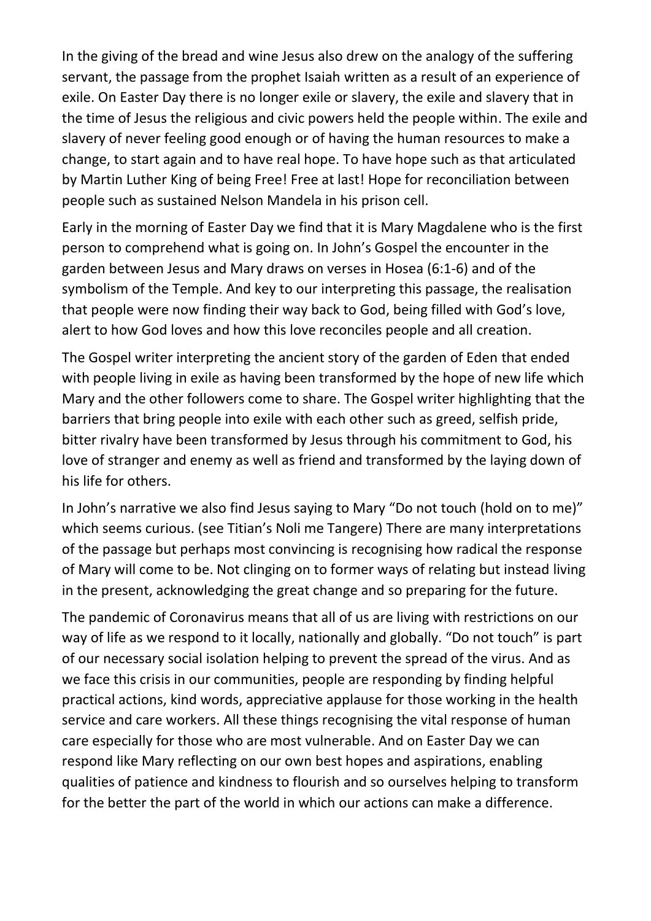In the giving of the bread and wine Jesus also drew on the analogy of the suffering servant, the passage from the prophet Isaiah written as a result of an experience of exile. On Easter Day there is no longer exile or slavery, the exile and slavery that in the time of Jesus the religious and civic powers held the people within. The exile and slavery of never feeling good enough or of having the human resources to make a change, to start again and to have real hope. To have hope such as that articulated by Martin Luther King of being Free! Free at last! Hope for reconciliation between people such as sustained Nelson Mandela in his prison cell.

Early in the morning of Easter Day we find that it is Mary Magdalene who is the first person to comprehend what is going on. In John's Gospel the encounter in the garden between Jesus and Mary draws on verses in Hosea (6:1-6) and of the symbolism of the Temple. And key to our interpreting this passage, the realisation that people were now finding their way back to God, being filled with God's love, alert to how God loves and how this love reconciles people and all creation.

The Gospel writer interpreting the ancient story of the garden of Eden that ended with people living in exile as having been transformed by the hope of new life which Mary and the other followers come to share. The Gospel writer highlighting that the barriers that bring people into exile with each other such as greed, selfish pride, bitter rivalry have been transformed by Jesus through his commitment to God, his love of stranger and enemy as well as friend and transformed by the laying down of his life for others.

In John's narrative we also find Jesus saying to Mary "Do not touch (hold on to me)" which seems curious. (see Titian's Noli me Tangere) There are many interpretations of the passage but perhaps most convincing is recognising how radical the response of Mary will come to be. Not clinging on to former ways of relating but instead living in the present, acknowledging the great change and so preparing for the future.

The pandemic of Coronavirus means that all of us are living with restrictions on our way of life as we respond to it locally, nationally and globally. "Do not touch" is part of our necessary social isolation helping to prevent the spread of the virus. And as we face this crisis in our communities, people are responding by finding helpful practical actions, kind words, appreciative applause for those working in the health service and care workers. All these things recognising the vital response of human care especially for those who are most vulnerable. And on Easter Day we can respond like Mary reflecting on our own best hopes and aspirations, enabling qualities of patience and kindness to flourish and so ourselves helping to transform for the better the part of the world in which our actions can make a difference.